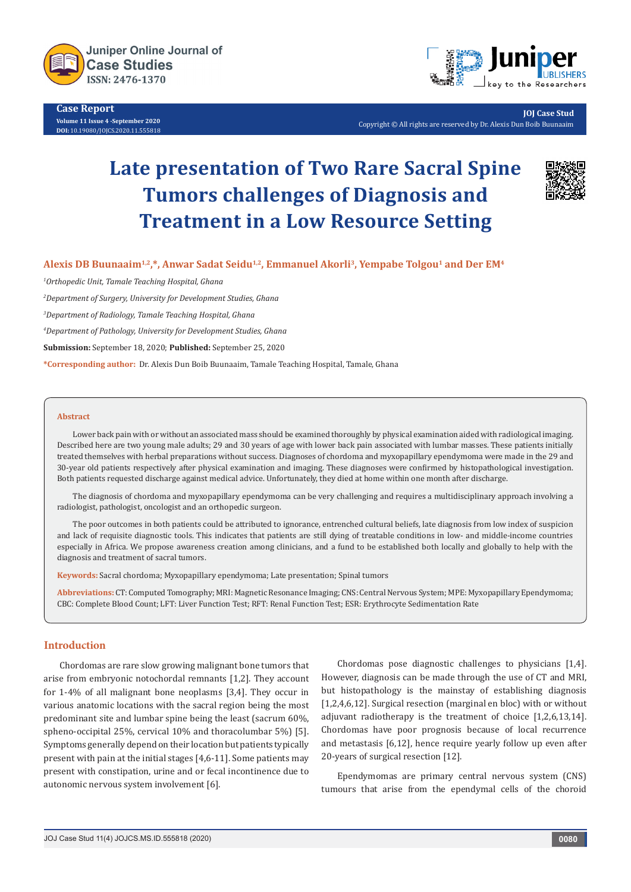Case Report

# Late presentation of Two Rare Sacral Spine Tumors challenges of Diagnosis and Treatment in a Low Resource Setting

**Alexis DB Buunaaim[1,2,*], Anwar Sadat Seidu[1,2], Emmanuel Akorli[3], Yempabe Tolgou[1] and Der EM[4]**

[1]*Orthopedic Unit, Tamale Teaching Hospital, Ghana*

[2]*Department of Surgery, University for Development Studies, Ghana*

[3]*Department of Radiology, Tamale Teaching Hospital, Ghana*

[4]*Department of Pathology, University for Development Studies, Ghana*

**Submission:** September 18, 2020; **Published:** September 25, 2020

**\*Corresponding author:** Dr. Alexis Dun Boib Buunaaim, Tamale Teaching Hospital, Tamale, Ghana

## Abstract

Lower back pain with or without an associated mass should be examined thoroughly by physical examination aided with radiological imaging. Described here are two young male adults; 29 and 30 years of age with lower back pain associated with lumbar masses. These patients initially treated themselves with herbal preparations without success. Diagnoses of chordoma and myxopapillary ependymoma were made in the 29 and 30-year old patients respectively after physical examination and imaging. These diagnoses were confirmed by histopathological investigation. Both patients requested discharge against medical advice. Unfortunately, they died at home within one month after discharge.

The diagnosis of chordoma and myxopapillary ependymoma can be very challenging and requires a multidisciplinary approach involving a radiologist, pathologist, oncologist and an orthopedic surgeon.

The poor outcomes in both patients could be attributed to ignorance, entrenched cultural beliefs, late diagnosis from low index of suspicion and lack of requisite diagnostic tools. This indicates that patients are still dying of treatable conditions in low- and middle-income countries especially in Africa. We propose awareness creation among clinicians, and a fund to be established both locally and globally to help with the diagnosis and treatment of sacral tumors.

**Keywords:** Sacral chordoma; Myxopapillary ependymoma; Late presentation; Spinal tumors

**Abbreviations:** CT: Computed Tomography; MRI: Magnetic Resonance Imaging; CNS: Central Nervous System; MPE: Myxopapillary Ependymoma; CBC: Complete Blood Count; LFT: Liver Function Test; RFT: Renal Function Test; ESR: Erythrocyte Sedimentation Rate

## Introduction

Chordomas are rare slow growing malignant bone tumors that arise from embryonic notochordal remnants [1,2]. They account for 1-4% of all malignant bone neoplasms [3,4]. They occur in various anatomic locations with the sacral region being the most predominant site and lumbar spine being the least (sacrum 60%, spheno-occipital 25%, cervical 10% and thoracolumbar 5%) [5]. Symptoms generally depend on their location but patients typically present with pain at the initial stages [4,6-11]. Some patients may present with constipation, urine and or fecal incontinence due to autonomic nervous system involvement [6].

Chordomas pose diagnostic challenges to physicians [1,4]. However, diagnosis can be made through the use of CT and MRI, but histopathology is the mainstay of establishing diagnosis [1,2,4,6,12]. Surgical resection (marginal en bloc) with or without adjuvant radiotherapy is the treatment of choice [1,2,6,13,14]. Chordomas have poor prognosis because of local recurrence and metastasis [6,12], hence require yearly follow up even after 20-years of surgical resection [12].

Ependymomas are primary central nervous system (CNS) tumours that arise from the ependymal cells of the choroid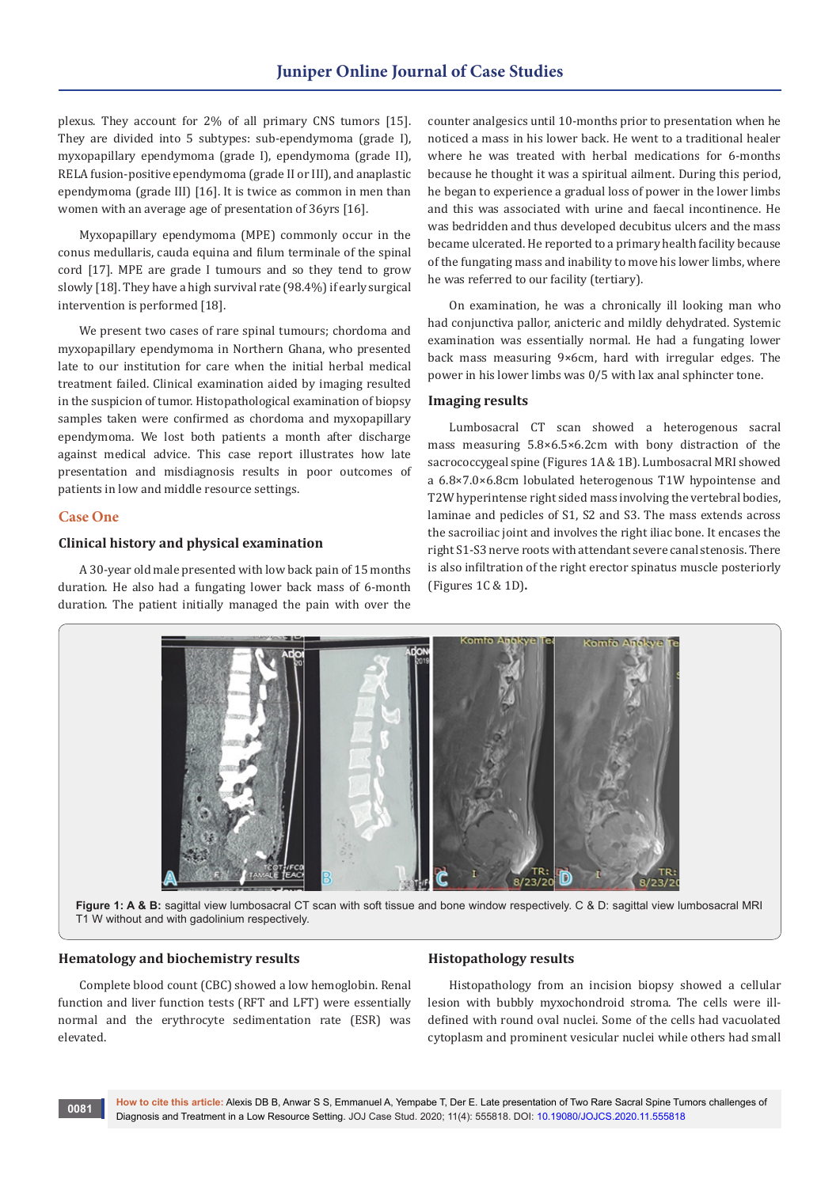plexus. They account for 2% of all primary CNS tumors [15]. They are divided into 5 subtypes: sub-ependymoma (grade I), myxopapillary ependymoma (grade I), ependymoma (grade II), RELA fusion-positive ependymoma (grade II or III), and anaplastic ependymoma (grade III) [16]. It is twice as common in men than women with an average age of presentation of 36yrs [16].

Myxopapillary ependymoma (MPE) commonly occur in the conus medullaris, cauda equina and filum terminale of the spinal cord [17]. MPE are grade I tumours and so they tend to grow slowly [18]. They have a high survival rate (98.4%) if early surgical intervention is performed [18].

We present two cases of rare spinal tumours; chordoma and myxopapillary ependymoma in Northern Ghana, who presented late to our institution for care when the initial herbal medical treatment failed. Clinical examination aided by imaging resulted in the suspicion of tumor. Histopathological examination of biopsy samples taken were confirmed as chordoma and myxopapillary ependymoma. We lost both patients a month after discharge against medical advice. This case report illustrates how late presentation and misdiagnosis results in poor outcomes of patients in low and middle resource settings.

## Case One

### Clinical history and physical examination

A 30-year old male presented with low back pain of 15 months duration. He also had a fungating lower back mass of 6-month duration. The patient initially managed the pain with over the counter analgesics until 10-months prior to presentation when he noticed a mass in his lower back. He went to a traditional healer where he was treated with herbal medications for 6-months because he thought it was a spiritual ailment. During this period, he began to experience a gradual loss of power in the lower limbs and this was associated with urine and faecal incontinence. He was bedridden and thus developed decubitus ulcers and the mass became ulcerated. He reported to a primary health facility because of the fungating mass and inability to move his lower limbs, where he was referred to our facility (tertiary).

On examination, he was a chronically ill looking man who had conjunctiva pallor, anicteric and mildly dehydrated. Systemic examination was essentially normal. He had a fungating lower back mass measuring 9×6cm, hard with irregular edges. The power in his lower limbs was 0/5 with lax anal sphincter tone.

### Imaging results

Lumbosacral CT scan showed a heterogenous sacral mass measuring 5.8×6.5×6.2cm with bony distraction of the sacrococcygeal spine (Figures 1A & 1B). Lumbosacral MRI showed a 6.8×7.0×6.8cm lobulated heterogenous T1W hypointense and T2W hyperintense right sided mass involving the vertebral bodies, laminae and pedicles of S1, S2 and S3. The mass extends across the sacroiliac joint and involves the right iliac bone. It encases the right S1-S3 nerve roots with attendant severe canal stenosis. There is also infiltration of the right erector spinatus muscle posteriorly (Figures 1C & 1D).

**Figure 1: A & B:** sagittal view lumbosacral CT scan with soft tissue and bone window respectively. C & D: sagittal view lumbosacral MRI T1 W without and with gadolinium respectively.

### Hematology and biochemistry results

Complete blood count (CBC) showed a low hemoglobin. Renal function and liver function tests (RFT and LFT) were essentially normal and the erythrocyte sedimentation rate (ESR) was elevated.

### Histopathology results

Histopathology from an incision biopsy showed a cellular lesion with bubbly myxochondroid stroma. The cells were ill-defined with round oval nuclei. Some of the cells had vacuolated cytoplasm and prominent vesicular nuclei while others had small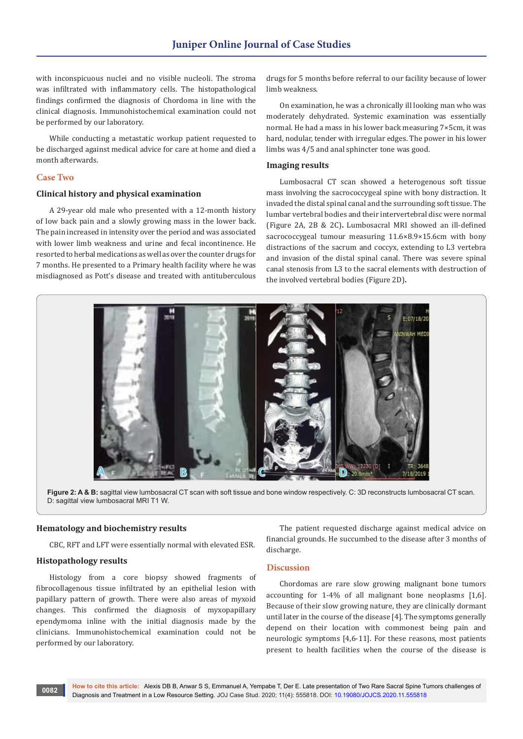with inconspicuous nuclei and no visible nucleoli. The stroma was infiltrated with inflammatory cells. The histopathological findings confirmed the diagnosis of Chordoma in line with the clinical diagnosis. Immunohistochemical examination could not be performed by our laboratory.

While conducting a metastatic workup patient requested to be discharged against medical advice for care at home and died a month afterwards.

## Case Two

### Clinical history and physical examination

A 29-year old male who presented with a 12-month history of low back pain and a slowly growing mass in the lower back. The pain increased in intensity over the period and was associated with lower limb weakness and urine and fecal incontinence. He resorted to herbal medications as well as over the counter drugs for 7 months. He presented to a Primary health facility where he was misdiagnosed as Pott's disease and treated with antituberculous drugs for 5 months before referral to our facility because of lower limb weakness.

On examination, he was a chronically ill looking man who was moderately dehydrated. Systemic examination was essentially normal. He had a mass in his lower back measuring 7×5cm, it was hard, nodular, tender with irregular edges. The power in his lower limbs was 4/5 and anal sphincter tone was good.

### Imaging results

Lumbosacral CT scan showed a heterogenous soft tissue mass involving the sacrococcygeal spine with bony distraction. It invaded the distal spinal canal and the surrounding soft tissue. The lumbar vertebral bodies and their intervertebral disc were normal (Figure 2A, 2B & 2C). Lumbosacral MRI showed an ill-defined sacrococcygeal tumour measuring 11.6×8.9×15.6cm with bony distractions of the sacrum and coccyx, extending to L3 vertebra and invasion of the distal spinal canal. There was severe spinal canal stenosis from L3 to the sacral elements with destruction of the involved vertebral bodies (Figure 2D).

**Figure 2: A & B:** sagittal view lumbosacral CT scan with soft tissue and bone window respectively. C: 3D reconstructs lumbosacral CT scan. D: sagittal view lumbosacral MRI T1 W.

### Hematology and biochemistry results

CBC, RFT and LFT were essentially normal with elevated ESR.

### Histopathology results

Histology from a core biopsy showed fragments of fibrocollagenous tissue infiltrated by an epithelial lesion with papillary pattern of growth. There were also areas of myxoid changes. This confirmed the diagnosis of myxopapillary ependymoma inline with the initial diagnosis made by the clinicians. Immunohistochemical examination could not be performed by our laboratory.

The patient requested discharge against medical advice on financial grounds. He succumbed to the disease after 3 months of discharge.

## Discussion

Chordomas are rare slow growing malignant bone tumors accounting for 1-4% of all malignant bone neoplasms [1,6]. Because of their slow growing nature, they are clinically dormant until later in the course of the disease [4]. The symptoms generally depend on their location with commonest being pain and neurologic symptoms [4,6-11]. For these reasons, most patients present to health facilities when the course of the disease is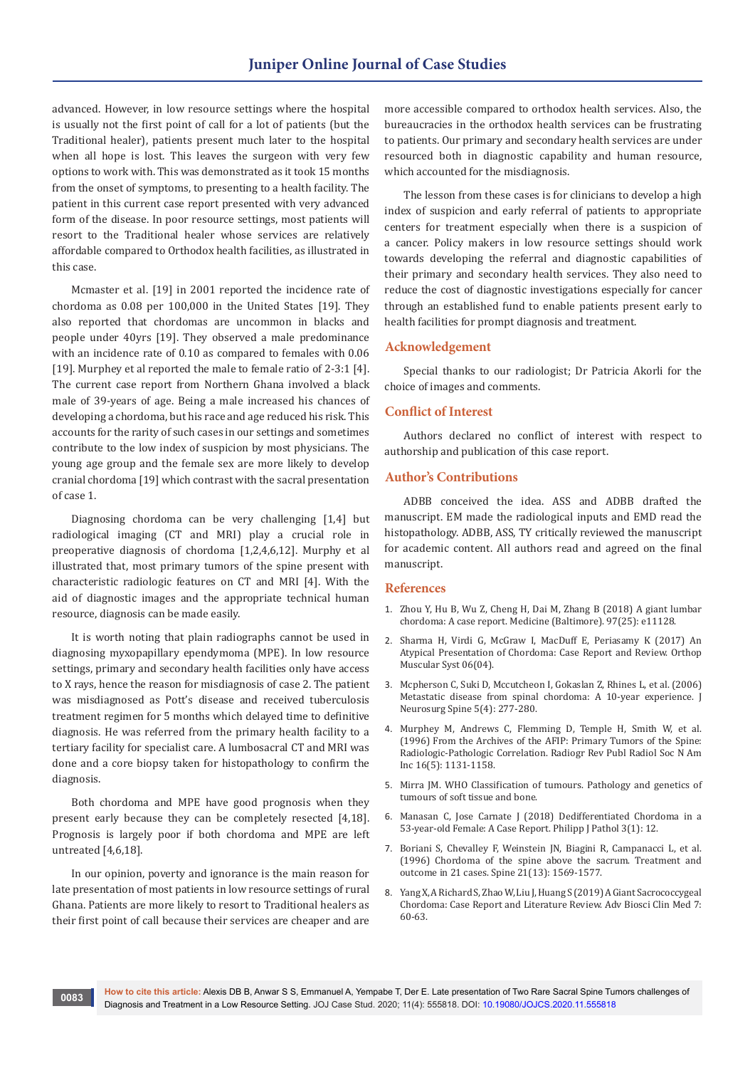advanced. However, in low resource settings where the hospital is usually not the first point of call for a lot of patients (but the Traditional healer), patients present much later to the hospital when all hope is lost. This leaves the surgeon with very few options to work with. This was demonstrated as it took 15 months from the onset of symptoms, to presenting to a health facility. The patient in this current case report presented with very advanced form of the disease. In poor resource settings, most patients will resort to the Traditional healer whose services are relatively affordable compared to Orthodox health facilities, as illustrated in this case.

Mcmaster et al. [19] in 2001 reported the incidence rate of chordoma as 0.08 per 100,000 in the United States [19]. They also reported that chordomas are uncommon in blacks and people under 40yrs [19]. They observed a male predominance with an incidence rate of 0.10 as compared to females with 0.06 [19]. Murphey et al reported the male to female ratio of 2-3:1 [4]. The current case report from Northern Ghana involved a black male of 39-years of age. Being a male increased his chances of developing a chordoma, but his race and age reduced his risk. This accounts for the rarity of such cases in our settings and sometimes contribute to the low index of suspicion by most physicians. The young age group and the female sex are more likely to develop cranial chordoma [19] which contrast with the sacral presentation of case 1.

Diagnosing chordoma can be very challenging [1,4] but radiological imaging (CT and MRI) play a crucial role in preoperative diagnosis of chordoma [1,2,4,6,12]. Murphy et al illustrated that, most primary tumors of the spine present with characteristic radiologic features on CT and MRI [4]. With the aid of diagnostic images and the appropriate technical human resource, diagnosis can be made easily.

It is worth noting that plain radiographs cannot be used in diagnosing myxopapillary ependymoma (MPE). In low resource settings, primary and secondary health facilities only have access to X rays, hence the reason for misdiagnosis of case 2. The patient was misdiagnosed as Pott's disease and received tuberculosis treatment regimen for 5 months which delayed time to definitive diagnosis. He was referred from the primary health facility to a tertiary facility for specialist care. A lumbosacral CT and MRI was done and a core biopsy taken for histopathology to confirm the diagnosis.

Both chordoma and MPE have good prognosis when they present early because they can be completely resected [4,18]. Prognosis is largely poor if both chordoma and MPE are left untreated [4,6,18].

In our opinion, poverty and ignorance is the main reason for late presentation of most patients in low resource settings of rural Ghana. Patients are more likely to resort to Traditional healers as their first point of call because their services are cheaper and are more accessible compared to orthodox health services. Also, the bureaucracies in the orthodox health services can be frustrating to patients. Our primary and secondary health services are under resourced both in diagnostic capability and human resource, which accounted for the misdiagnosis.

The lesson from these cases is for clinicians to develop a high index of suspicion and early referral of patients to appropriate centers for treatment especially when there is a suspicion of a cancer. Policy makers in low resource settings should work towards developing the referral and diagnostic capabilities of their primary and secondary health services. They also need to reduce the cost of diagnostic investigations especially for cancer through an established fund to enable patients present early to health facilities for prompt diagnosis and treatment.

## Acknowledgement

Special thanks to our radiologist; Dr Patricia Akorli for the choice of images and comments.

## Conflict of Interest

Authors declared no conflict of interest with respect to authorship and publication of this case report.

## Author's Contributions

ADBB conceived the idea. ASS and ADBB drafted the manuscript. EM made the radiological inputs and EMD read the histopathology. ADBB, ASS, TY critically reviewed the manuscript for academic content. All authors read and agreed on the final manuscript.

## References

1. Zhou Y, Hu B, Wu Z, Cheng H, Dai M, Zhang B (2018) A giant lumbar chordoma: A case report. Medicine (Baltimore). 97(25): e11128.
2. Sharma H, Virdi G, McGraw I, MacDuff E, Periasamy K (2017) An Atypical Presentation of Chordoma: Case Report and Review. Orthop Muscular Syst 06(04).
3. Mcpherson C, Suki D, Mccutcheon I, Gokaslan Z, Rhines L, et al. (2006) Metastatic disease from spinal chordoma: A 10-year experience. J Neurosurg Spine 5(4): 277-280.
4. Murphey M, Andrews C, Flemming D, Temple H, Smith W, et al. (1996) From the Archives of the AFIP: Primary Tumors of the Spine: Radiologic-Pathologic Correlation. Radiogr Rev Publ Radiol Soc N Am Inc 16(5): 1131-1158.
5. Mirra JM. WHO Classification of tumours. Pathology and genetics of tumours of soft tissue and bone.
6. Manasan C, Jose Carnate J (2018) Dedifferentiated Chordoma in a 53-year-old Female: A Case Report. Philipp J Pathol 3(1): 12.
7. Boriani S, Chevalley F, Weinstein JN, Biagini R, Campanacci L, et al. (1996) Chordoma of the spine above the sacrum. Treatment and outcome in 21 cases. Spine 21(13): 1569-1577.
8. Yang X, A Richard S, Zhao W, Liu J, Huang S (2019) A Giant Sacrococcygeal Chordoma: Case Report and Literature Review. Adv Biosci Clin Med 7: 60-63.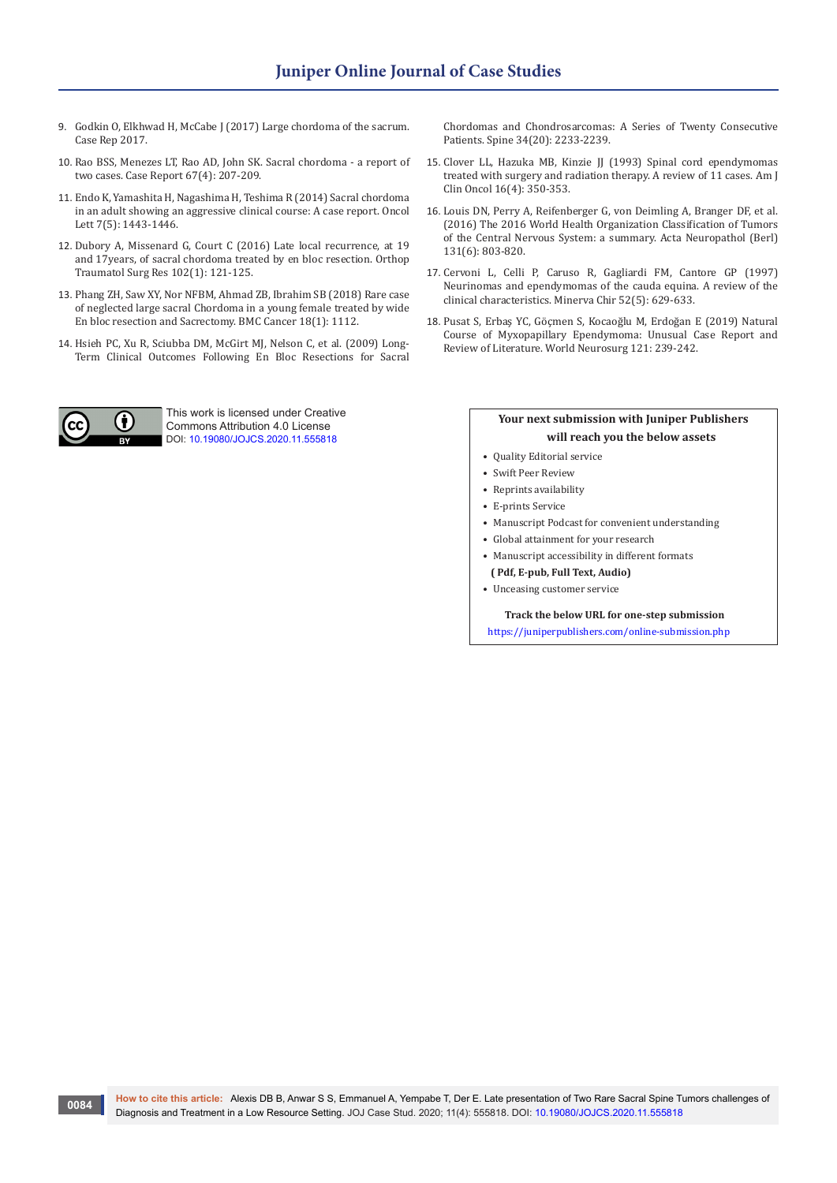9. Godkin O, Elkhwad H, McCabe J (2017) Large chordoma of the sacrum. Case Rep 2017.
10. Rao BSS, Menezes LT, Rao AD, John SK. Sacral chordoma - a report of two cases. Case Report 67(4): 207-209.
11. Endo K, Yamashita H, Nagashima H, Teshima R (2014) Sacral chordoma in an adult showing an aggressive clinical course: A case report. Oncol Lett 7(5): 1443-1446.
12. Dubory A, Missenard G, Court C (2016) Late local recurrence, at 19 and 17years, of sacral chordoma treated by en bloc resection. Orthop Traumatol Surg Res 102(1): 121-125.
13. Phang ZH, Saw XY, Nor NFBM, Ahmad ZB, Ibrahim SB (2018) Rare case of neglected large sacral Chordoma in a young female treated by wide En bloc resection and Sacrectomy. BMC Cancer 18(1): 1112.
14. Hsieh PC, Xu R, Sciubba DM, McGirt MJ, Nelson C, et al. (2009) Long-Term Clinical Outcomes Following En Bloc Resections for Sacral Chordomas and Chondrosarcomas: A Series of Twenty Consecutive Patients. Spine 34(20): 2233-2239.
15. Clover LL, Hazuka MB, Kinzie JJ (1993) Spinal cord ependymomas treated with surgery and radiation therapy. A review of 11 cases. Am J Clin Oncol 16(4): 350-353.
16. Louis DN, Perry A, Reifenberger G, von Deimling A, Branger DF, et al. (2016) The 2016 World Health Organization Classification of Tumors of the Central Nervous System: a summary. Acta Neuropathol (Berl) 131(6): 803-820.
17. Cervoni L, Celli P, Caruso R, Gagliardi FM, Cantore GP (1997) Neurinomas and ependymomas of the cauda equina. A review of the clinical characteristics. Minerva Chir 52(5): 629-633.
18. Pusat S, Erbaş YC, Göçmen S, Kocaoğlu M, Erdoğan E (2019) Natural Course of Myxopapillary Ependymoma: Unusual Case Report and Review of Literature. World Neurosurg 121: 239-242.

This work is licensed under Creative Commons Attribution 4.0 License
DOI: 10.19080/JOJCS.2020.11.555818

**Your next submission with Juniper Publishers will reach you the below assets**

- Quality Editorial service
- Swift Peer Review
- Reprints availability
- E-prints Service
- Manuscript Podcast for convenient understanding
- Global attainment for your research
- Manuscript accessibility in different formats

**( Pdf, E-pub, Full Text, Audio)**

- Unceasing customer service

**Track the below URL for one-step submission**
https://juniperpublishers.com/online-submission.php

**How to cite this article:** Alexis DB B, Anwar S S, Emmanuel A, Yempabe T, Der E. Late presentation of Two Rare Sacral Spine Tumors challenges of Diagnosis and Treatment in a Low Resource Setting. JOJ Case Stud. 2020; 11(4): 555818. DOI: 10.19080/JOJCS.2020.11.555818